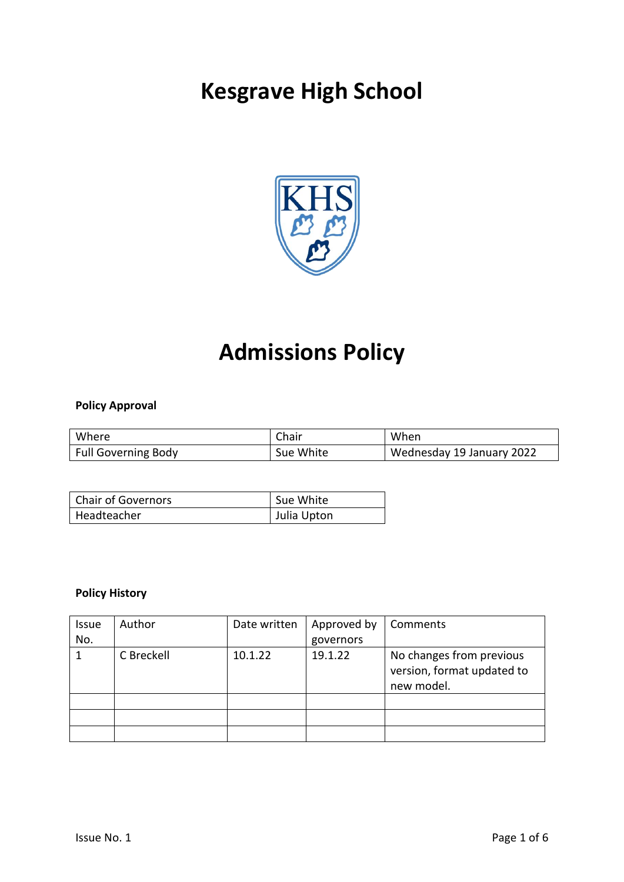# Kesgrave High School

# Admissions Policy

**Policy Approval**

| Where | Chair | When |
|---|---|---|
| Full Governing Body | Sue White | Wednesday 19 January 2022 |

| Chair of Governors | Sue White |
|---|---|
| Headteacher | Julia Upton |

**Policy History**

| Issue No. | Author | Date written | Approved by governors | Comments |
|---|---|---|---|---|
| 1 | C Breckell | 10.1.22 | 19.1.22 | No changes from previous version, format updated to new model. |
| | | | | |
| | | | | |
| | | | | |

Issue No. 1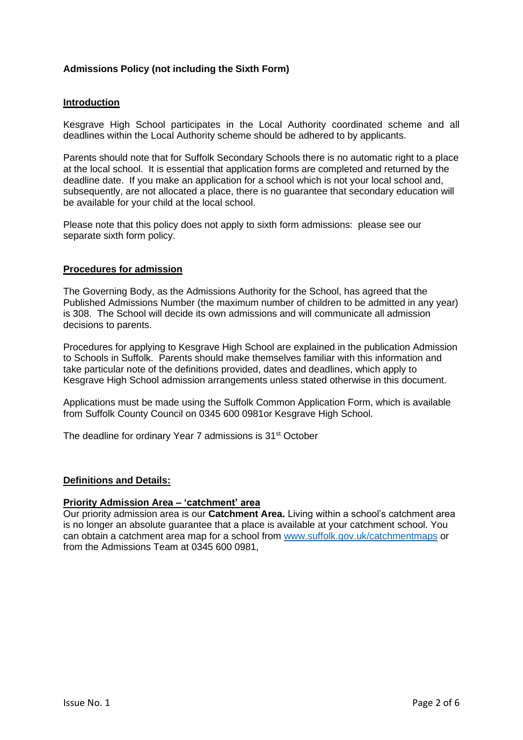**Admissions Policy (not including the Sixth Form)**

## Introduction

Kesgrave High School participates in the Local Authority coordinated scheme and all deadlines within the Local Authority scheme should be adhered to by applicants.

Parents should note that for Suffolk Secondary Schools there is no automatic right to a place at the local school. It is essential that application forms are completed and returned by the deadline date. If you make an application for a school which is not your local school and, subsequently, are not allocated a place, there is no guarantee that secondary education will be available for your child at the local school.

Please note that this policy does not apply to sixth form admissions: please see our separate sixth form policy.

## Procedures for admission

The Governing Body, as the Admissions Authority for the School, has agreed that the Published Admissions Number (the maximum number of children to be admitted in any year) is 308. The School will decide its own admissions and will communicate all admission decisions to parents.

Procedures for applying to Kesgrave High School are explained in the publication Admission to Schools in Suffolk. Parents should make themselves familiar with this information and take particular note of the definitions provided, dates and deadlines, which apply to Kesgrave High School admission arrangements unless stated otherwise in this document.

Applications must be made using the Suffolk Common Application Form, which is available from Suffolk County Council on 0345 600 0981or Kesgrave High School.

The deadline for ordinary Year 7 admissions is 31st October

## Definitions and Details:

### Priority Admission Area – 'catchment' area

Our priority admission area is our **Catchment Area.** Living within a school's catchment area is no longer an absolute guarantee that a place is available at your catchment school. You can obtain a catchment area map for a school from [www.suffolk.gov.uk/catchmentmaps](www.suffolk.gov.uk/catchmentmaps) or from the Admissions Team at 0345 600 0981,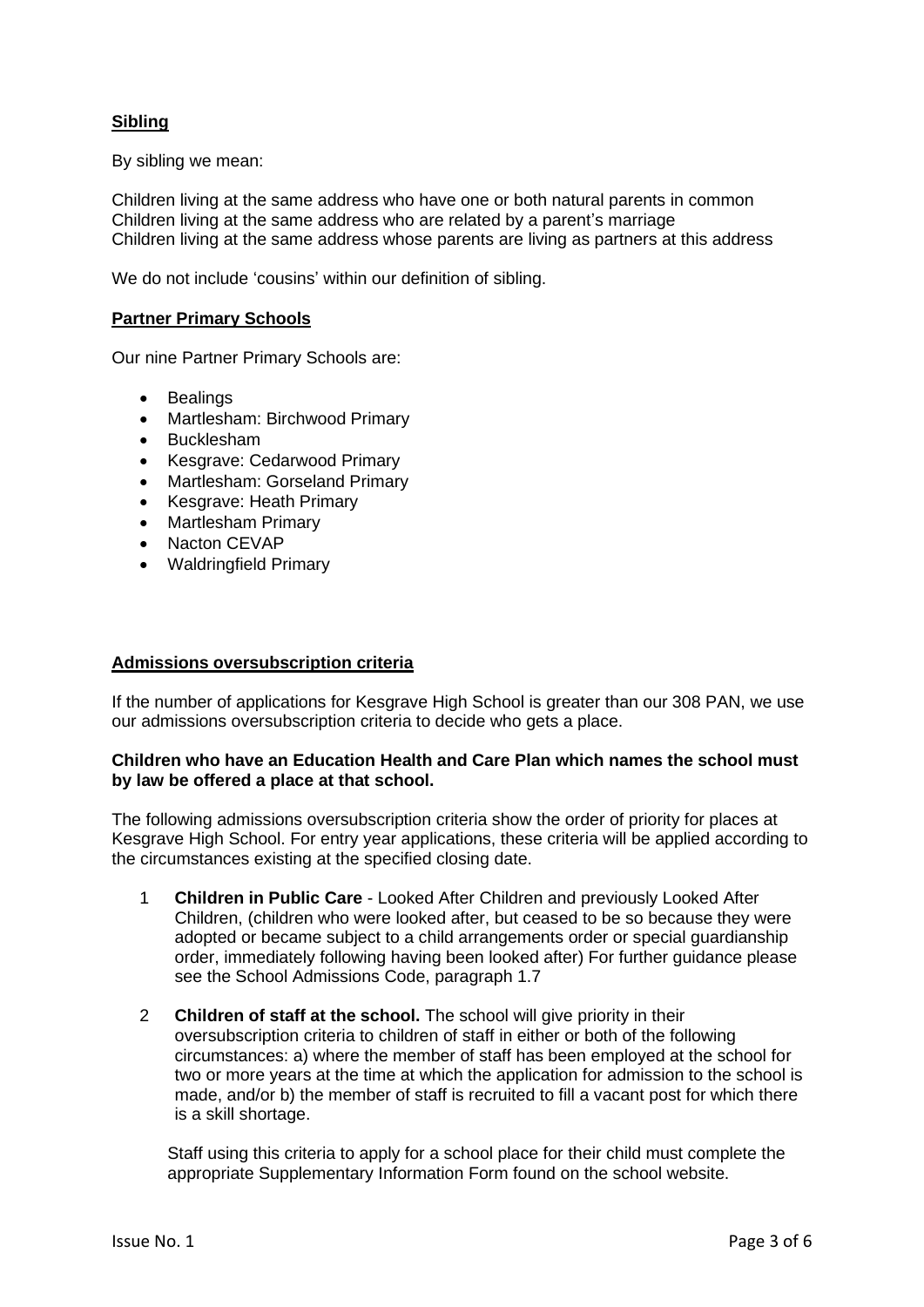## Sibling

By sibling we mean:

Children living at the same address who have one or both natural parents in common
Children living at the same address who are related by a parent's marriage
Children living at the same address whose parents are living as partners at this address

We do not include 'cousins' within our definition of sibling.

## Partner Primary Schools

Our nine Partner Primary Schools are:

- Bealings
- Martlesham: Birchwood Primary
- Bucklesham
- Kesgrave: Cedarwood Primary
- Martlesham: Gorseland Primary
- Kesgrave: Heath Primary
- Martlesham Primary
- Nacton CEVAP
- Waldringfield Primary

## Admissions oversubscription criteria

If the number of applications for Kesgrave High School is greater than our 308 PAN, we use our admissions oversubscription criteria to decide who gets a place.

**Children who have an Education Health and Care Plan which names the school must by law be offered a place at that school.**

The following admissions oversubscription criteria show the order of priority for places at Kesgrave High School. For entry year applications, these criteria will be applied according to the circumstances existing at the specified closing date.

1. **Children in Public Care** - Looked After Children and previously Looked After Children, (children who were looked after, but ceased to be so because they were adopted or became subject to a child arrangements order or special guardianship order, immediately following having been looked after) For further guidance please see the School Admissions Code, paragraph 1.7

2. **Children of staff at the school.** The school will give priority in their oversubscription criteria to children of staff in either or both of the following circumstances: a) where the member of staff has been employed at the school for two or more years at the time at which the application for admission to the school is made, and/or b) the member of staff is recruited to fill a vacant post for which there is a skill shortage.

   Staff using this criteria to apply for a school place for their child must complete the appropriate Supplementary Information Form found on the school website.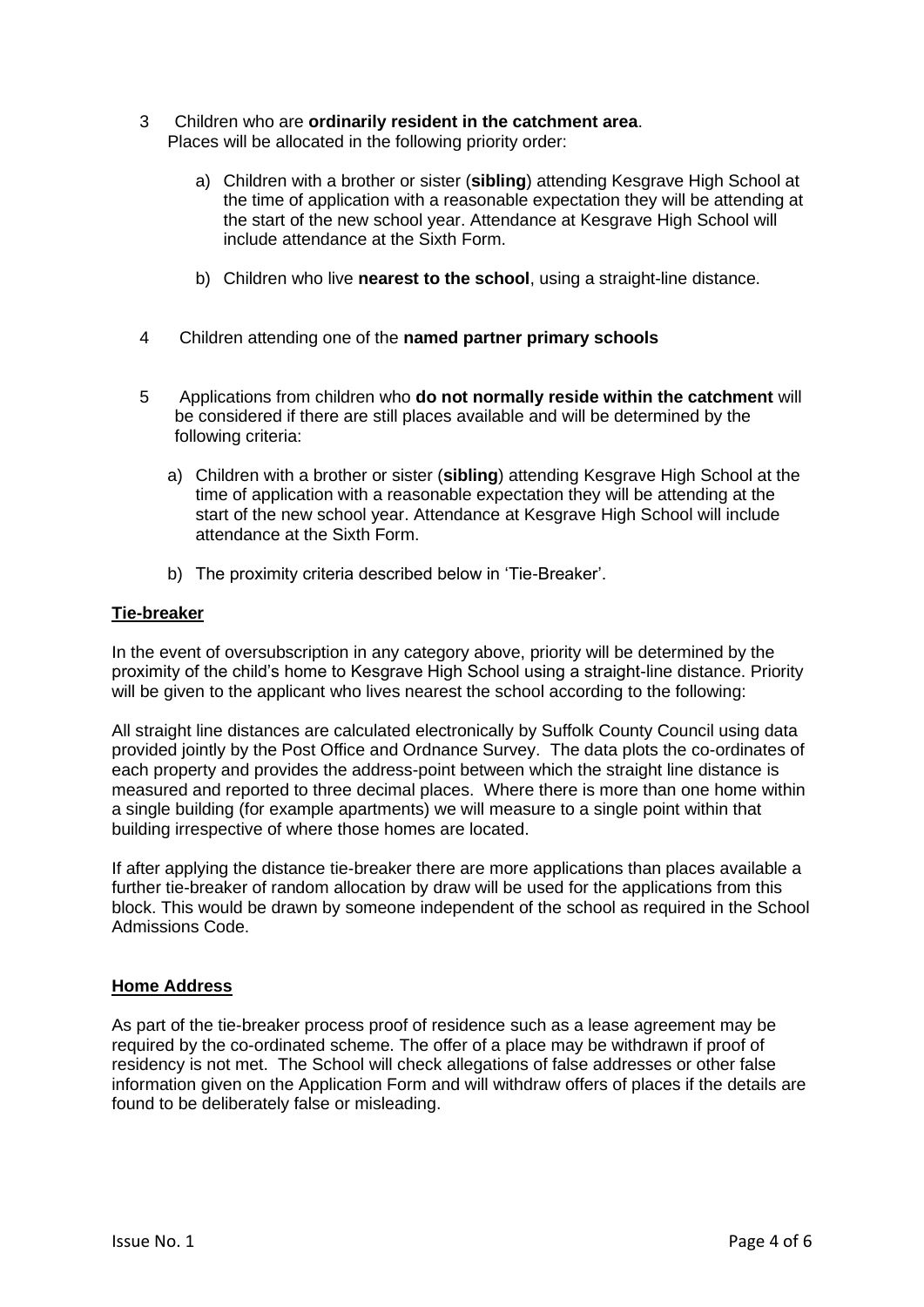3. Children who are **ordinarily resident in the catchment area**.
   Places will be allocated in the following priority order:

   a) Children with a brother or sister (**sibling**) attending Kesgrave High School at the time of application with a reasonable expectation they will be attending at the start of the new school year. Attendance at Kesgrave High School will include attendance at the Sixth Form.

   b) Children who live **nearest to the school**, using a straight-line distance.

4. Children attending one of the **named partner primary schools**

5. Applications from children who **do not normally reside within the catchment** will be considered if there are still places available and will be determined by the following criteria:

   a) Children with a brother or sister (**sibling**) attending Kesgrave High School at the time of application with a reasonable expectation they will be attending at the start of the new school year. Attendance at Kesgrave High School will include attendance at the Sixth Form.

   b) The proximity criteria described below in 'Tie-Breaker'.

**Tie-breaker**

In the event of oversubscription in any category above, priority will be determined by the proximity of the child's home to Kesgrave High School using a straight-line distance. Priority will be given to the applicant who lives nearest the school according to the following:

All straight line distances are calculated electronically by Suffolk County Council using data provided jointly by the Post Office and Ordnance Survey. The data plots the co-ordinates of each property and provides the address-point between which the straight line distance is measured and reported to three decimal places. Where there is more than one home within a single building (for example apartments) we will measure to a single point within that building irrespective of where those homes are located.

If after applying the distance tie-breaker there are more applications than places available a further tie-breaker of random allocation by draw will be used for the applications from this block. This would be drawn by someone independent of the school as required in the School Admissions Code.

**Home Address**

As part of the tie-breaker process proof of residence such as a lease agreement may be required by the co-ordinated scheme. The offer of a place may be withdrawn if proof of residency is not met. The School will check allegations of false addresses or other false information given on the Application Form and will withdraw offers of places if the details are found to be deliberately false or misleading.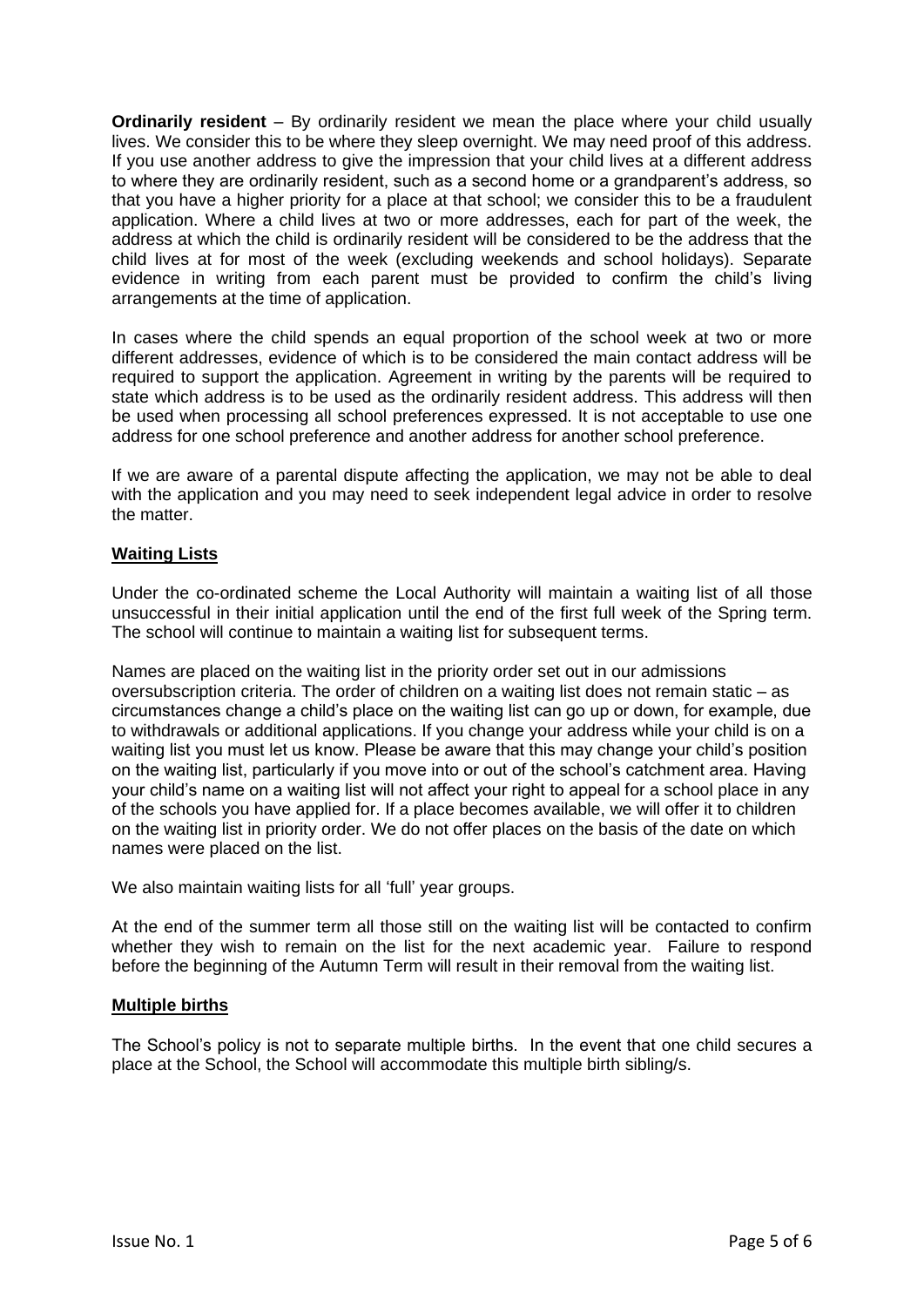**Ordinarily resident** – By ordinarily resident we mean the place where your child usually lives. We consider this to be where they sleep overnight. We may need proof of this address. If you use another address to give the impression that your child lives at a different address to where they are ordinarily resident, such as a second home or a grandparent's address, so that you have a higher priority for a place at that school; we consider this to be a fraudulent application. Where a child lives at two or more addresses, each for part of the week, the address at which the child is ordinarily resident will be considered to be the address that the child lives at for most of the week (excluding weekends and school holidays). Separate evidence in writing from each parent must be provided to confirm the child's living arrangements at the time of application.

In cases where the child spends an equal proportion of the school week at two or more different addresses, evidence of which is to be considered the main contact address will be required to support the application. Agreement in writing by the parents will be required to state which address is to be used as the ordinarily resident address. This address will then be used when processing all school preferences expressed. It is not acceptable to use one address for one school preference and another address for another school preference.

If we are aware of a parental dispute affecting the application, we may not be able to deal with the application and you may need to seek independent legal advice in order to resolve the matter.

## Waiting Lists

Under the co-ordinated scheme the Local Authority will maintain a waiting list of all those unsuccessful in their initial application until the end of the first full week of the Spring term. The school will continue to maintain a waiting list for subsequent terms.

Names are placed on the waiting list in the priority order set out in our admissions oversubscription criteria. The order of children on a waiting list does not remain static – as circumstances change a child's place on the waiting list can go up or down, for example, due to withdrawals or additional applications. If you change your address while your child is on a waiting list you must let us know. Please be aware that this may change your child's position on the waiting list, particularly if you move into or out of the school's catchment area. Having your child's name on a waiting list will not affect your right to appeal for a school place in any of the schools you have applied for. If a place becomes available, we will offer it to children on the waiting list in priority order. We do not offer places on the basis of the date on which names were placed on the list.

We also maintain waiting lists for all 'full' year groups.

At the end of the summer term all those still on the waiting list will be contacted to confirm whether they wish to remain on the list for the next academic year. Failure to respond before the beginning of the Autumn Term will result in their removal from the waiting list.

## Multiple births

The School's policy is not to separate multiple births. In the event that one child secures a place at the School, the School will accommodate this multiple birth sibling/s.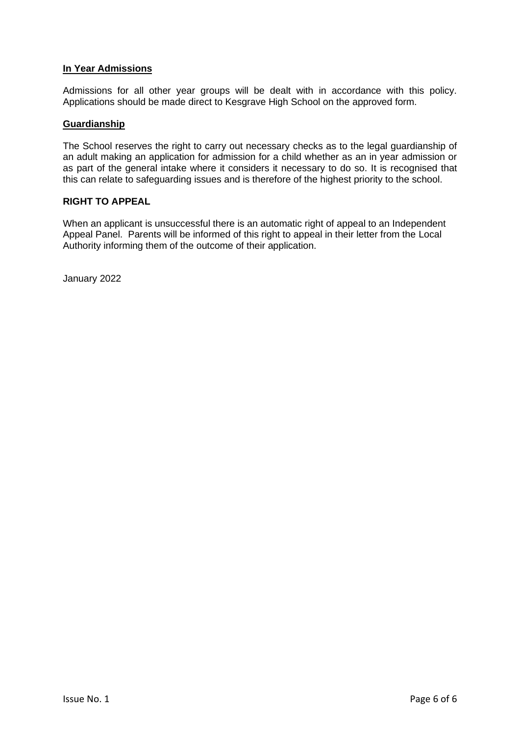**In Year Admissions**

Admissions for all other year groups will be dealt with in accordance with this policy. Applications should be made direct to Kesgrave High School on the approved form.

**Guardianship**

The School reserves the right to carry out necessary checks as to the legal guardianship of an adult making an application for admission for a child whether as an in year admission or as part of the general intake where it considers it necessary to do so. It is recognised that this can relate to safeguarding issues and is therefore of the highest priority to the school.

**RIGHT TO APPEAL**

When an applicant is unsuccessful there is an automatic right of appeal to an Independent Appeal Panel. Parents will be informed of this right to appeal in their letter from the Local Authority informing them of the outcome of their application.

January 2022